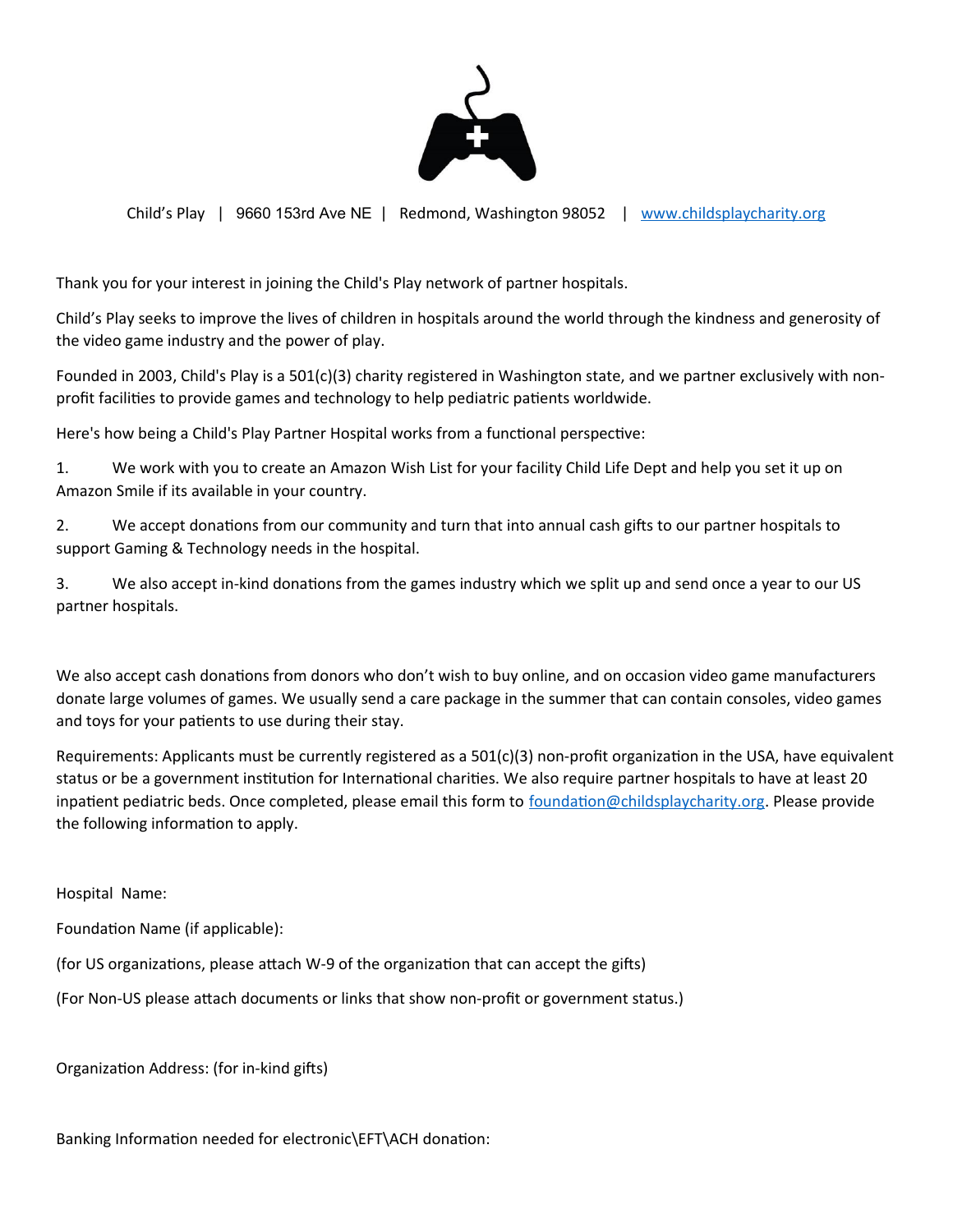Child's Play | 9660 153rd Ave NE | Redmond, Washington 98052 | [www.childsplaycharity.org](http://www.childsplaycharity.org)

Thank you for your interest in joining the Child's Play network of partner hospitals.

Child's Play seeks to improve the lives of children in hospitals around the world through the kindness and generosity of the video game industry and the power of play.

Founded in 2003, Child's Play is a 501(c)(3) charity registered in Washington state, and we partner exclusively with non-profit facilities to provide games and technology to help pediatric patients worldwide.

Here's how being a Child's Play Partner Hospital works from a functional perspective:

1. We work with you to create an Amazon Wish List for your facility Child Life Dept and help you set it up on Amazon Smile if its available in your country.

2. We accept donations from our community and turn that into annual cash gifts to our partner hospitals to support Gaming & Technology needs in the hospital.

3. We also accept in-kind donations from the games industry which we split up and send once a year to our US partner hospitals.

We also accept cash donations from donors who don't wish to buy online, and on occasion video game manufacturers donate large volumes of games. We usually send a care package in the summer that can contain consoles, video games and toys for your patients to use during their stay.

Requirements: Applicants must be currently registered as a 501(c)(3) non-profit organization in the USA, have equivalent status or be a government institution for International charities. We also require partner hospitals to have at least 20 inpatient pediatric beds. Once completed, please email this form to [foundation@childsplaycharity.org](mailto:foundation@childsplaycharity.org). Please provide the following information to apply.

Hospital Name:

Foundation Name (if applicable):

(for US organizations, please attach W-9 of the organization that can accept the gifts)

(For Non-US please attach documents or links that show non-profit or government status.)

Organization Address: (for in-kind gifts)

Banking Information needed for electronic\EFT\ACH donation: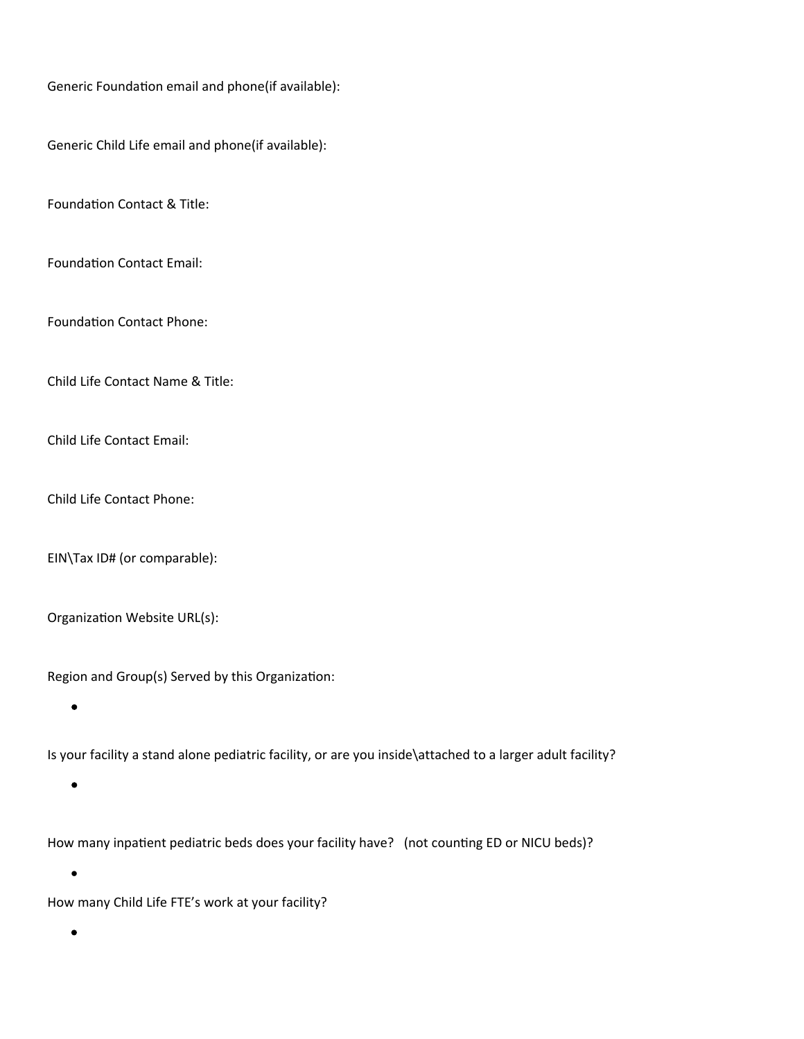Generic Foundation email and phone(if available):

Generic Child Life email and phone(if available):

Foundation Contact & Title:

Foundation Contact Email:

Foundation Contact Phone:

Child Life Contact Name & Title:

Child Life Contact Email:

Child Life Contact Phone:

EIN\Tax ID# (or comparable):

Organization Website URL(s):

Region and Group(s) Served by this Organization:

- 

Is your facility a stand alone pediatric facility, or are you inside\attached to a larger adult facility?

- 

How many inpatient pediatric beds does your facility have? (not counting ED or NICU beds)?

- 

How many Child Life FTE's work at your facility?

-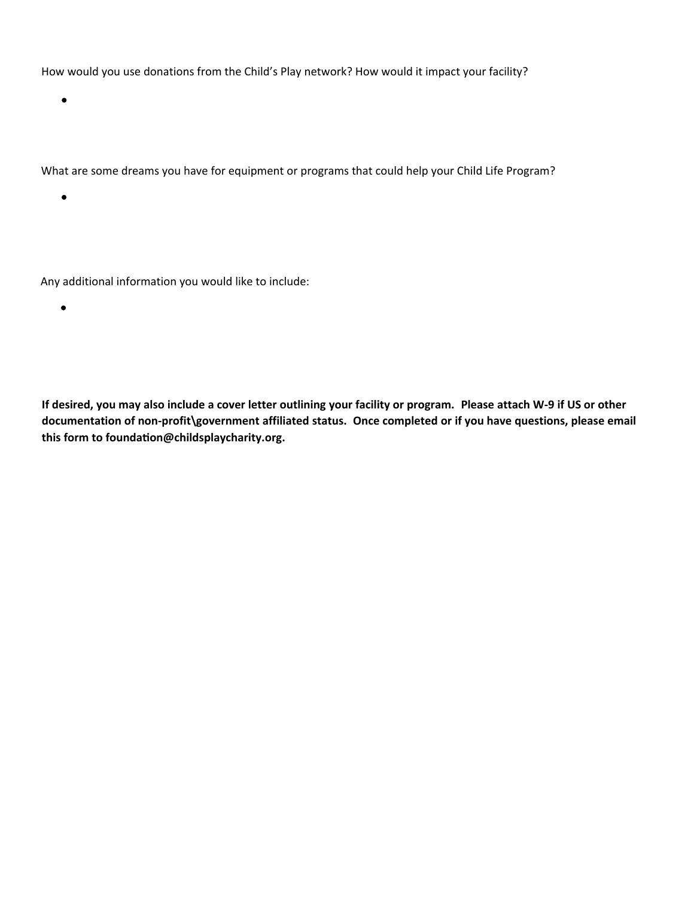How would you use donations from the Child's Play network? How would it impact your facility?

- 

What are some dreams you have for equipment or programs that could help your Child Life Program?

- 

Any additional information you would like to include:

- 

**If desired, you may also include a cover letter outlining your facility or program. Please attach W-9 if US or other documentation of non-profit\government affiliated status. Once completed or if you have questions, please email this form to foundation@childsplaycharity.org.**